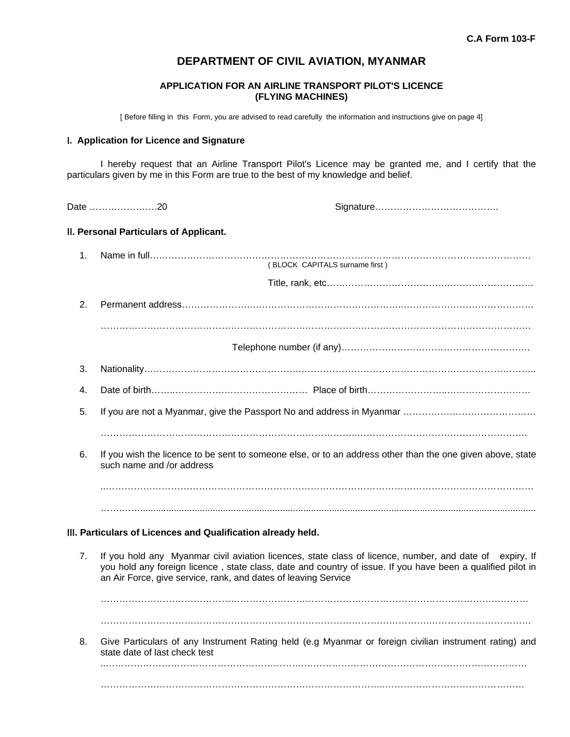**C.A Form 103-F**

# DEPARTMENT OF CIVIL AVIATION, MYANMAR

## APPLICATION FOR AN AIRLINE TRANSPORT PILOT'S LICENCE (FLYING MACHINES)

[ Before filling in this Form, you are advised to read carefully the information and instructions give on page 4]

### I. Application for Licence and Signature

I hereby request that an Airline Transport Pilot's Licence may be granted me, and I certify that the particulars given by me in this Form are true to the best of my knowledge and belief.

Date …………………20 Signature…………………………………..

### II. Personal Particulars of Applicant.

1. Name in full……………………………………………………………………………………………………………
   ( BLOCK CAPITALS surname first )

   Title, rank, etc…………………………………………………………

2. Permanent address…………………………………………………………………………………………………

   ……………………………………………………………………………………………………………………

   Telephone number (if any)……………………………………………………

3. Nationality……………………………………………………………………………………………………………..

4. Date of birth……………………………………………… Place of birth……………………………………………

5. If you are not a Myanmar, give the Passport No and address in Myanmar ……………………………………

   ……………………………………………………………………………………………………………………

6. If you wish the licence to be sent to someone else, or to an address other than the one given above, state such name and /or address

   ……………………………………………………………………………………………………………………

   ……………………………………………………………………………………………………………………

### III. Particulars of Licences and Qualification already held.

7. If you hold any Myanmar civil aviation licences, state class of licence, number, and date of expiry, If you hold any foreign licence , state class, date and country of issue. If you have been a qualified pilot in an Air Force, give service, rank, and dates of leaving Service

   ……………………………………………………………………………………………………………………

   ……………………………………………………………………………………………………………………

8. Give Particulars of any Instrument Rating held (e.g Myanmar or foreign civilian instrument rating) and state date of last check test

   ……………………………………………………………………………………………………………………

   ……………………………………………………………………………………………………………………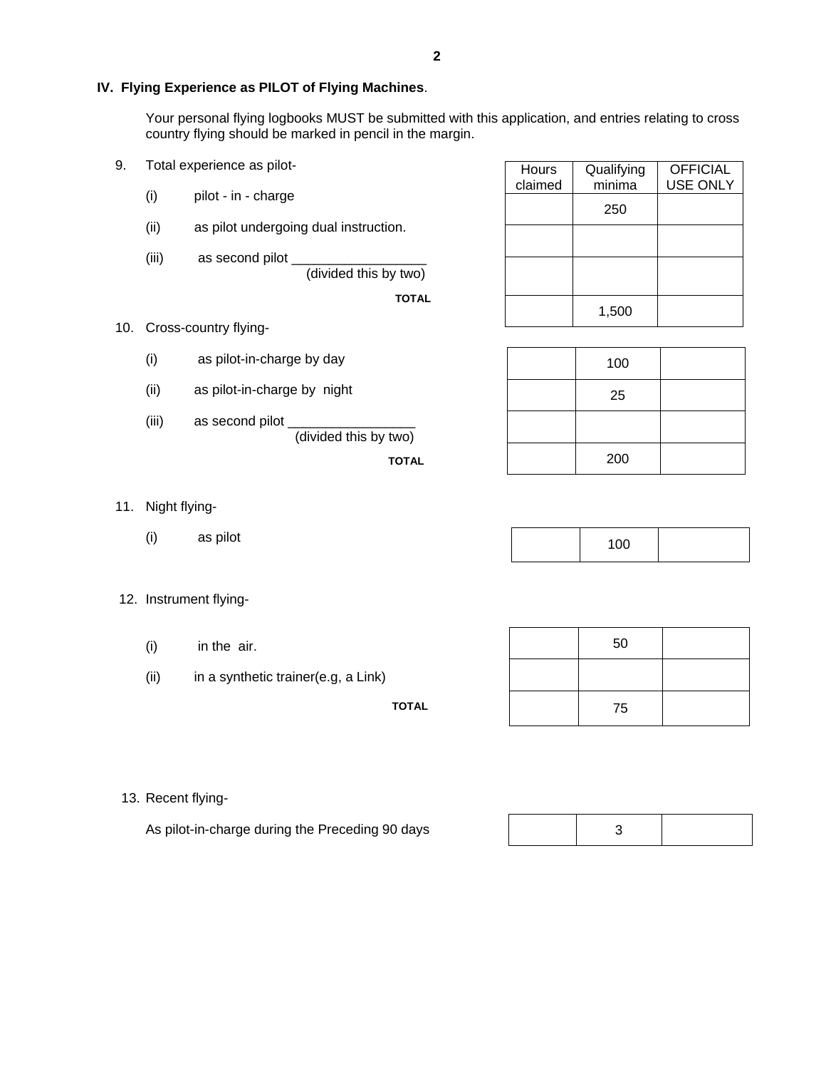## IV. Flying Experience as PILOT of Flying Machines.

Your personal flying logbooks MUST be submitted with this application, and entries relating to cross country flying should be marked in pencil in the margin.

9. Total experience as pilot-

| | Hours claimed | Qualifying minima | OFFICIAL USE ONLY |
|---|---|---|---|
| (i) pilot - in - charge | | 250 | |
| (ii) as pilot undergoing dual instruction. | | | |
| (iii) as second pilot __________________ (divided this by two) | | | |
| **TOTAL** | | 1,500 | |

10. Cross-country flying-

| | Hours claimed | Qualifying minima | OFFICIAL USE ONLY |
|---|---|---|---|
| (i) as pilot-in-charge by day | | 100 | |
| (ii) as pilot-in-charge by night | | 25 | |
| (iii) as second pilot _________________ (divided this by two) | | | |
| **TOTAL** | | 200 | |

11. Night flying-

| | Hours claimed | Qualifying minima | OFFICIAL USE ONLY |
|---|---|---|---|
| (i) as pilot | | 100 | |

12. Instrument flying-

| | Hours claimed | Qualifying minima | OFFICIAL USE ONLY |
|---|---|---|---|
| (i) in the air. | | 50 | |
| (ii) in a synthetic trainer(e.g, a Link) | | | |
| **TOTAL** | | 75 | |

13. Recent flying-

| | Hours claimed | Qualifying minima | OFFICIAL USE ONLY |
|---|---|---|---|
| As pilot-in-charge during the Preceding 90 days | | 3 | |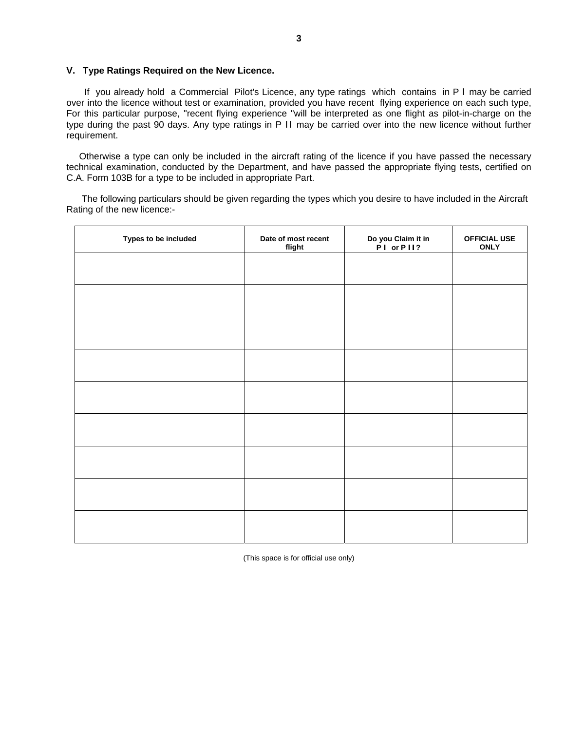## V. Type Ratings Required on the New Licence.

If you already hold a Commercial Pilot's Licence, any type ratings which contains in P I may be carried over into the licence without test or examination, provided you have recent flying experience on each such type, For this particular purpose, "recent flying experience "will be interpreted as one flight as pilot-in-charge on the type during the past 90 days. Any type ratings in P II may be carried over into the new licence without further requirement.

Otherwise a type can only be included in the aircraft rating of the licence if you have passed the necessary technical examination, conducted by the Department, and have passed the appropriate flying tests, certified on C.A. Form 103B for a type to be included in appropriate Part.

The following particulars should be given regarding the types which you desire to have included in the Aircraft Rating of the new licence:-

| Types to be included | Date of most recent flight | Do you Claim it in P I or P II? | OFFICIAL USE ONLY |
|---|---|---|---|
| | | | |
| | | | |
| | | | |
| | | | |
| | | | |
| | | | |
| | | | |
| | | | |
| | | | |

(This space is for official use only)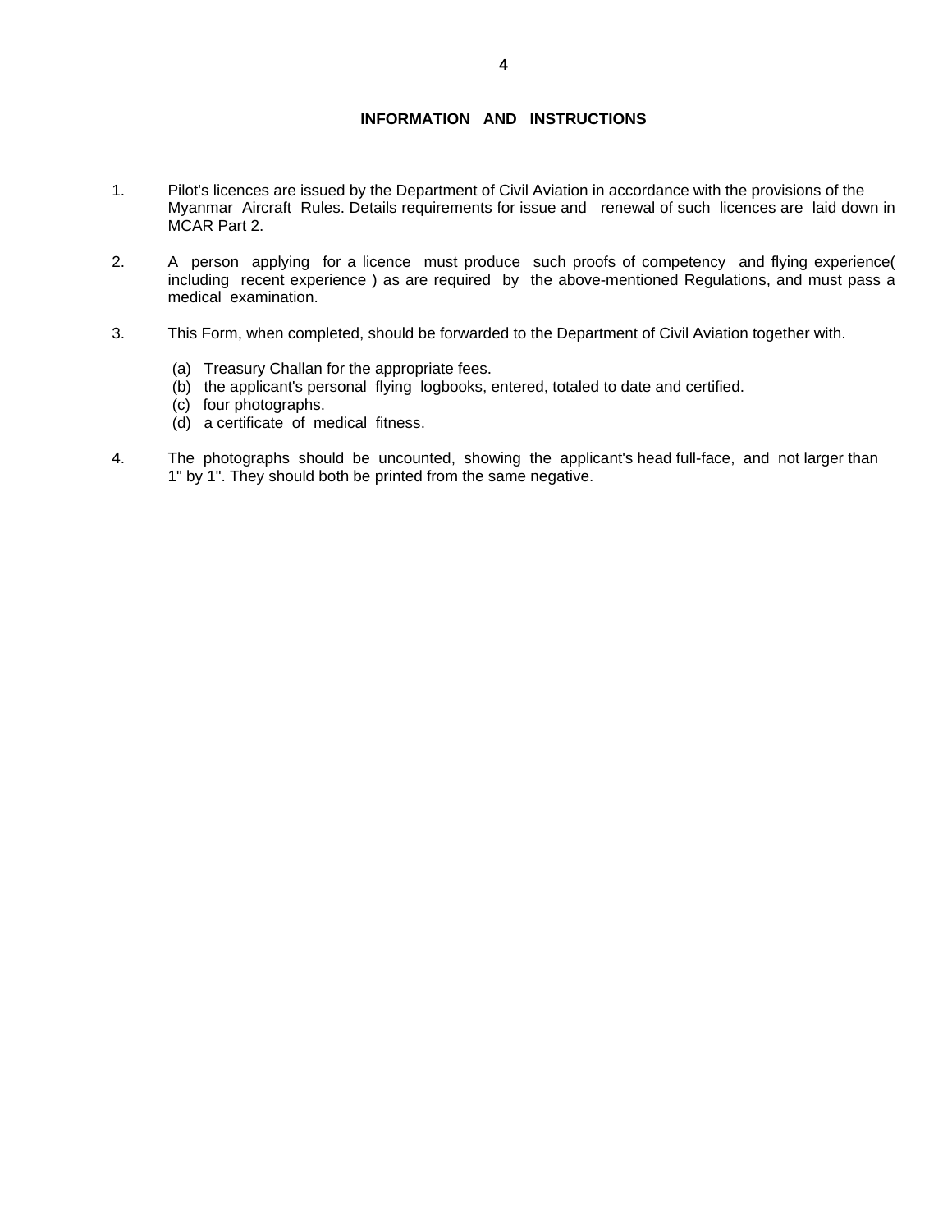## INFORMATION AND INSTRUCTIONS

1. Pilot's licences are issued by the Department of Civil Aviation in accordance with the provisions of the Myanmar Aircraft Rules. Details requirements for issue and renewal of such licences are laid down in MCAR Part 2.

2. A person applying for a licence must produce such proofs of competency and flying experience( including recent experience ) as are required by the above-mentioned Regulations, and must pass a medical examination.

3. This Form, when completed, should be forwarded to the Department of Civil Aviation together with.

   (a) Treasury Challan for the appropriate fees.
   (b) the applicant's personal flying logbooks, entered, totaled to date and certified.
   (c) four photographs.
   (d) a certificate of medical fitness.

4. The photographs should be uncounted, showing the applicant's head full-face, and not larger than 1" by 1". They should both be printed from the same negative.